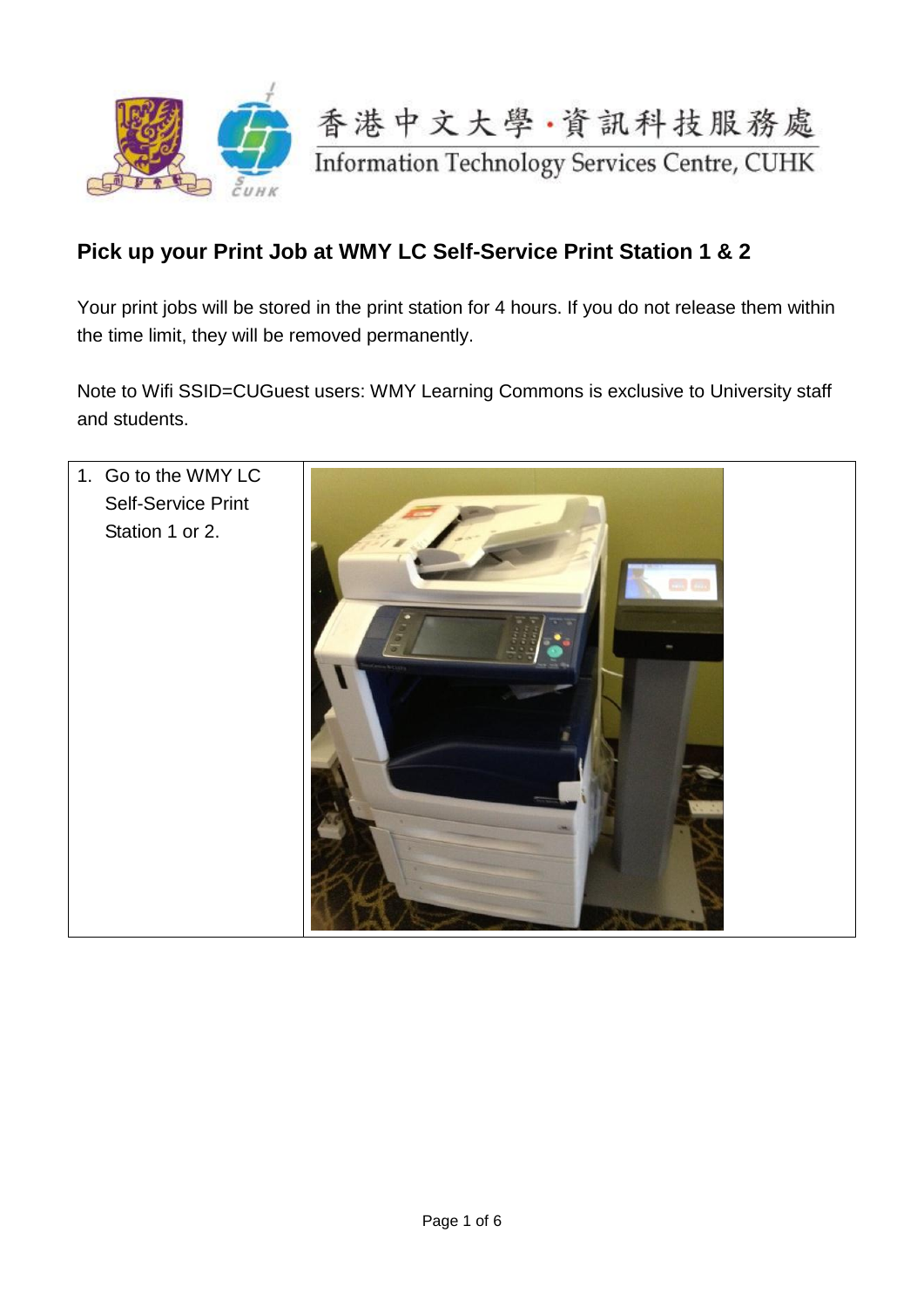香港中文大學·資訊科技服務處
Information Technology Services Centre, CUHK

## Pick up your Print Job at WMY LC Self-Service Print Station 1 & 2

Your print jobs will be stored in the print station for 4 hours. If you do not release them within the time limit, they will be removed permanently.

Note to Wifi SSID=CUGuest users: WMY Learning Commons is exclusive to University staff and students.

| | |
|---|---|
| 1. Go to the WMY LC Self-Service Print Station 1 or 2. | |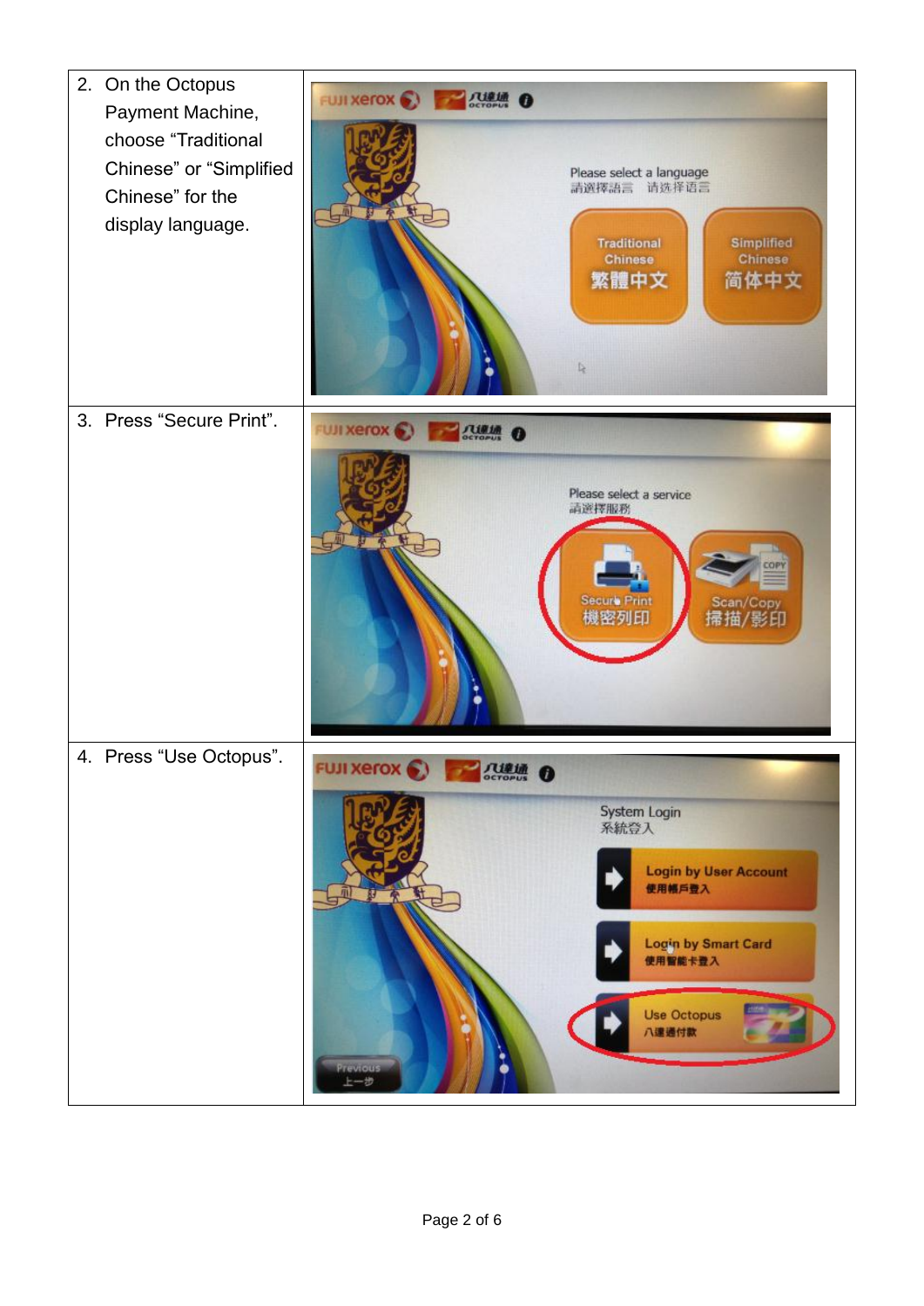| | |
|---|---|
| 2. On the Octopus Payment Machine, choose "Traditional Chinese" or "Simplified Chinese" for the display language. | |
| 3. Press "Secure Print". | |
| 4. Press "Use Octopus". | |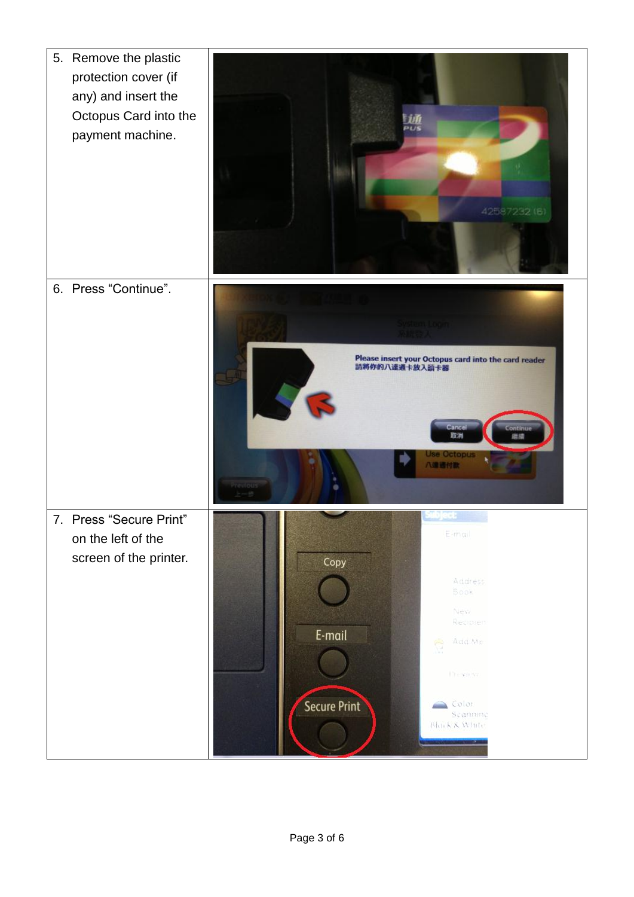| | |
|---|---|
| 5. Remove the plastic protection cover (if any) and insert the Octopus Card into the payment machine. | |
| 6. Press “Continue”. | |
| 7. Press “Secure Print” on the left of the screen of the printer. | |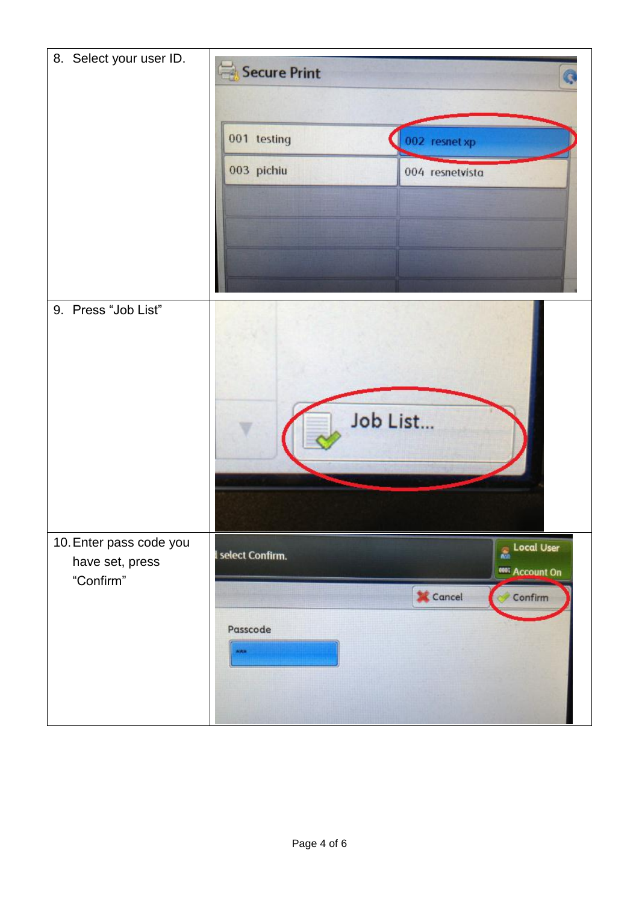| | |
|---|---|
| 8. Select your user ID. | |
| 9. Press "Job List" | |
| 10. Enter pass code you have set, press "Confirm" | |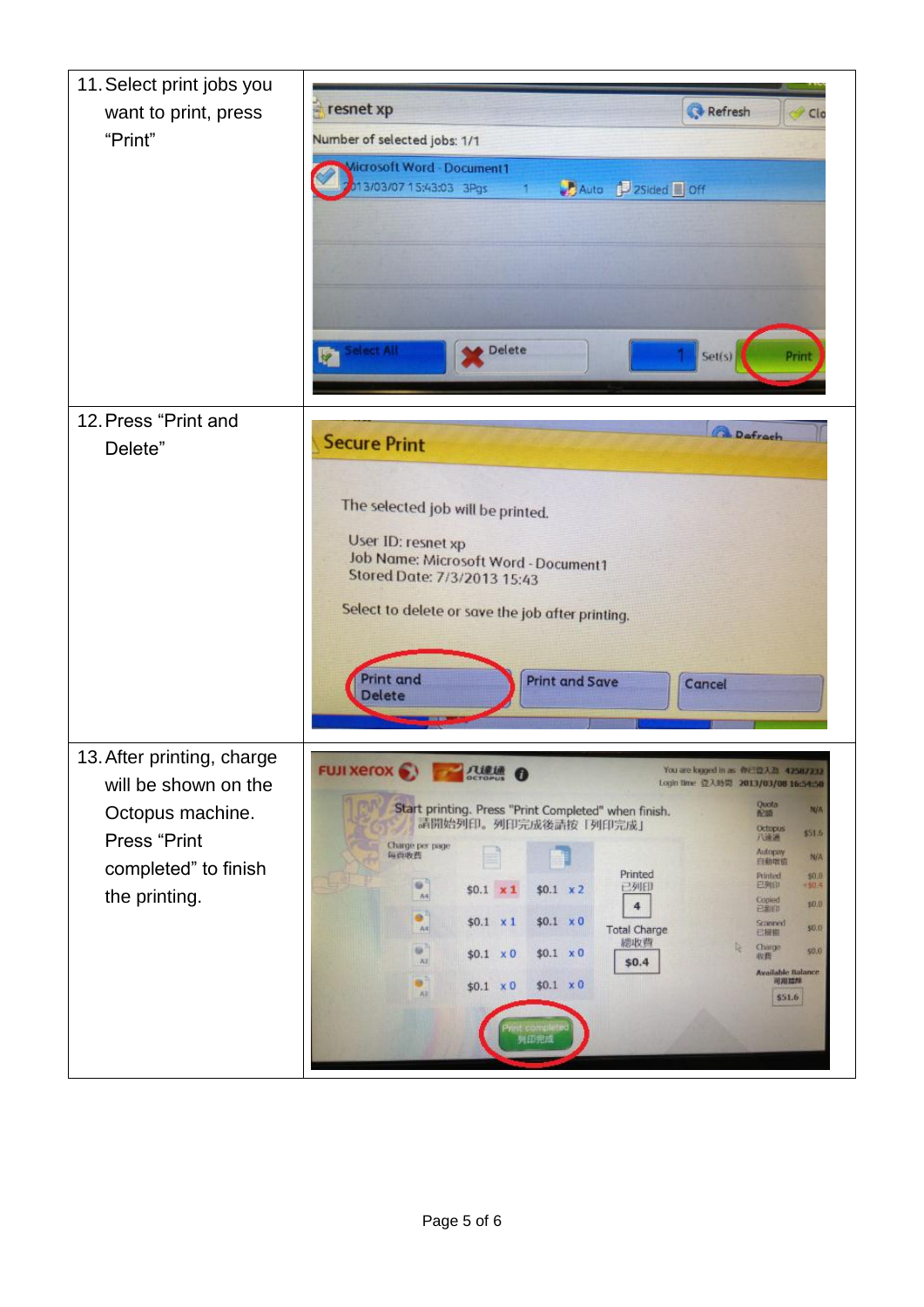| | |
|---|---|
| 11. Select print jobs you want to print, press "Print" | |
| 12. Press "Print and Delete" | |
| 13. After printing, charge will be shown on the Octopus machine. Press "Print completed" to finish the printing. | |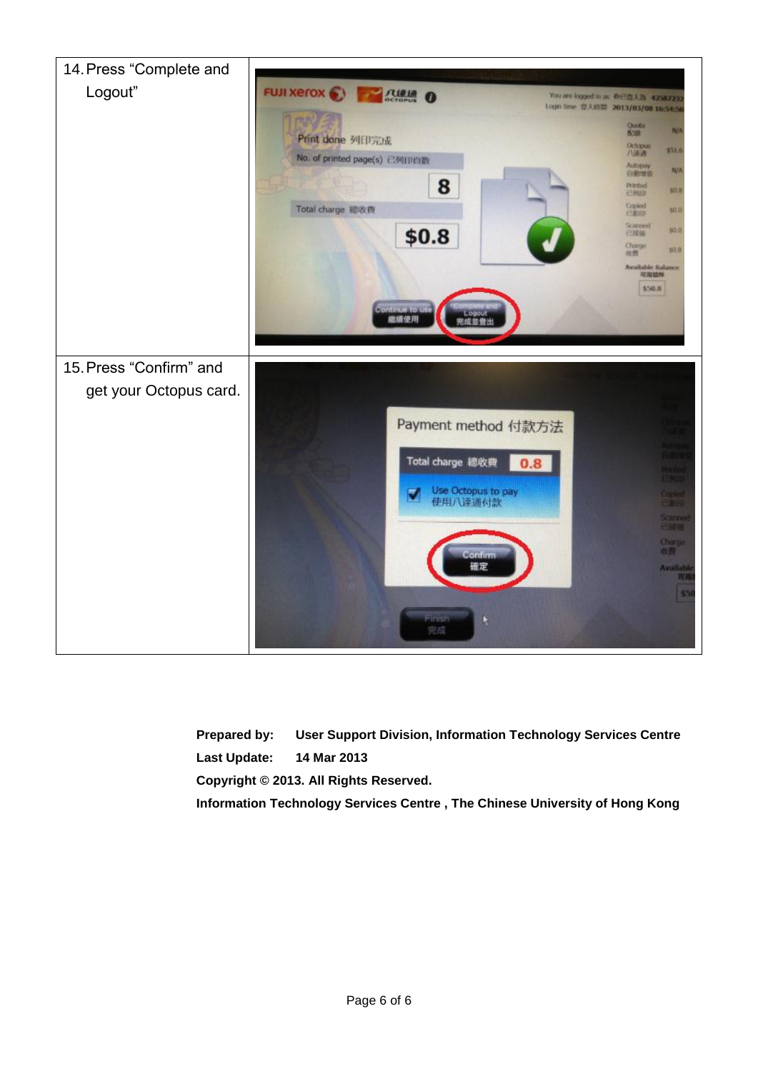| | |
|---|---|
| 14. Press “Complete and Logout” | |
| 15. Press “Confirm” and get your Octopus card. | |

**Prepared by:** User Support Division, Information Technology Services Centre

**Last Update:** 14 Mar 2013

**Copyright © 2013. All Rights Reserved.**

**Information Technology Services Centre , The Chinese University of Hong Kong**